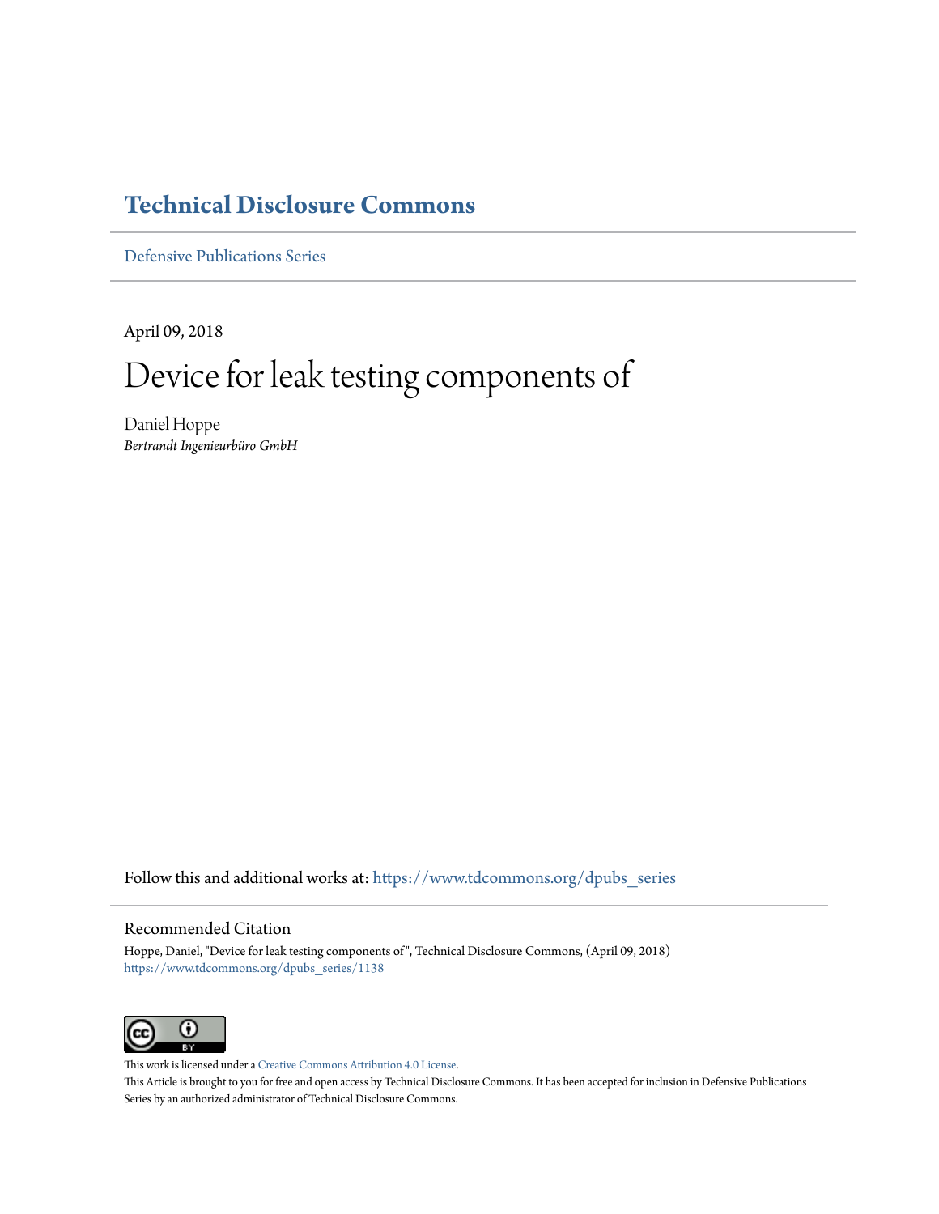# Technical Disclosure Commons

Defensive Publications Series

April 09, 2018

# Device for leak testing components of

Daniel Hoppe

*Bertrandt Ingenieurbüro GmbH*

Follow this and additional works at: https://www.tdcommons.org/dpubs_series

## Recommended Citation

Hoppe, Daniel, "Device for leak testing components of", Technical Disclosure Commons, (April 09, 2018)
https://www.tdcommons.org/dpubs_series/1138

This work is licensed under a Creative Commons Attribution 4.0 License.

This Article is brought to you for free and open access by Technical Disclosure Commons. It has been accepted for inclusion in Defensive Publications Series by an authorized administrator of Technical Disclosure Commons.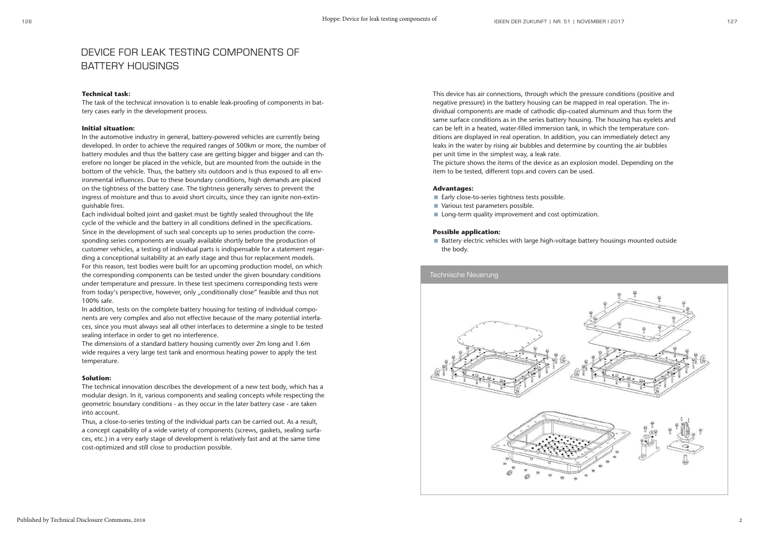# DEVICE FOR LEAK TESTING COMPONENTS OF BATTERY HOUSINGS

**Technical task:**

The task of the technical innovation is to enable leak-proofing of components in battery cases early in the development process.

**Initial situation:**

In the automotive industry in general, battery-powered vehicles are currently being developed. In order to achieve the required ranges of 500km or more, the number of battery modules and thus the battery case are getting bigger and bigger and can therefore no longer be placed in the vehicle, but are mounted from the outside in the bottom of the vehicle. Thus, the battery sits outdoors and is thus exposed to all environmental influences. Due to these boundary conditions, high demands are placed on the tightness of the battery case. The tightness generally serves to prevent the ingress of moisture and thus to avoid short circuits, since they can ignite non-extinguishable fires.

Each individual bolted joint and gasket must be tightly sealed throughout the life cycle of the vehicle and the battery in all conditions defined in the specifications. Since in the development of such seal concepts up to series production the corresponding series components are usually available shortly before the production of customer vehicles, a testing of individual parts is indispensable for a statement regarding a conceptional suitability at an early stage and thus for replacement models. For this reason, test bodies were built for an upcoming production model, on which the corresponding components can be tested under the given boundary conditions under temperature and pressure. In these test specimens corresponding tests were from today's perspective, however, only „conditionally close" feasible and thus not 100% safe.

In addition, tests on the complete battery housing for testing of individual components are very complex and also not effective because of the many potential interfaces, since you must always seal all other interfaces to determine a single to be tested sealing interface in order to get no interference.

The dimensions of a standard battery housing currently over 2m long and 1.6m wide requires a very large test tank and enormous heating power to apply the test temperature.

**Solution:**

The technical innovation describes the development of a new test body, which has a modular design. In it, various components and sealing concepts while respecting the geometric boundary conditions - as they occur in the later battery case - are taken into account.

Thus, a close-to-series testing of the individual parts can be carried out. As a result, a concept capability of a wide variety of components (screws, gaskets, sealing surfaces, etc.) in a very early stage of development is relatively fast and at the same time cost-optimized and still close to production possible.

This device has air connections, through which the pressure conditions (positive and negative pressure) in the battery housing can be mapped in real operation. The individual components are made of cathodic dip-coated aluminum and thus form the same surface conditions as in the series battery housing. The housing has eyelets and can be left in a heated, water-filled immersion tank, in which the temperature conditions are displayed in real operation. In addition, you can immediately detect any leaks in the water by rising air bubbles and determine by counting the air bubbles per unit time in the simplest way, a leak rate.

The picture shows the items of the device as an explosion model. Depending on the item to be tested, different tops and covers can be used.

**Advantages:**

- Early close-to-series tightness tests possible.
- Various test parameters possible.
- Long-term quality improvement and cost optimization.

**Possible application:**

- Battery electric vehicles with large high-voltage battery housings mounted outside the body.

Technische Neuerung